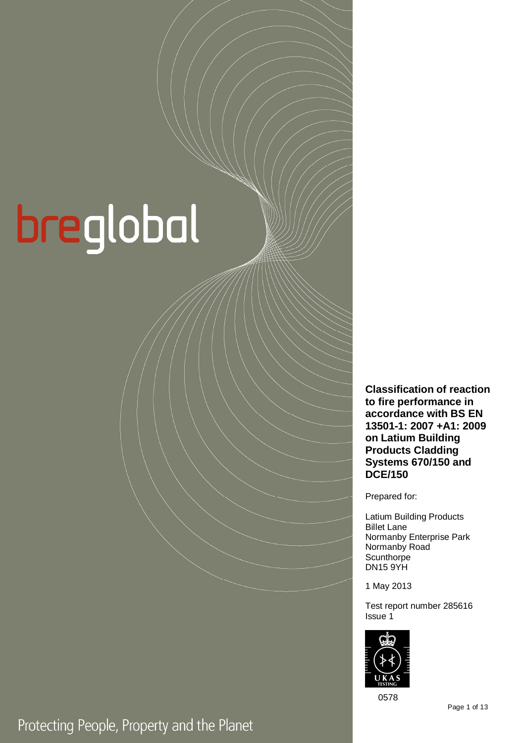breglobal

# Classification of reaction to fire performance in accordance with BS EN 13501-1: 2007 +A1: 2009 on Latium Building Products Cladding Systems 670/150 and DCE/150

Prepared for:

Latium Building Products
Billet Lane
Normanby Enterprise Park
Normanby Road
Scunthorpe
DN15 9YH

1 May 2013

Test report number 285616
Issue 1

UKAS TESTING

0578

Protecting People, Property and the Planet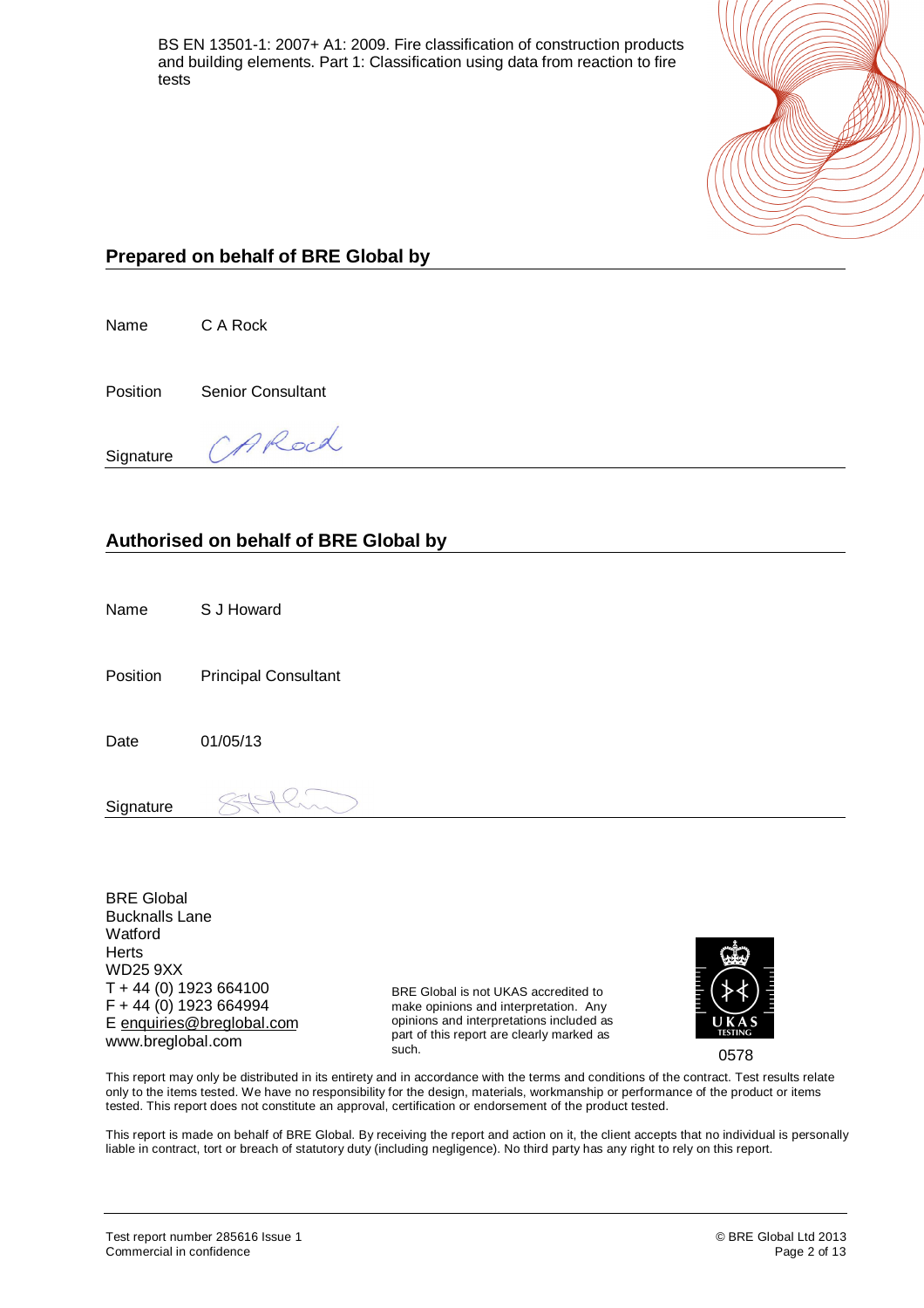BS EN 13501-1: 2007+ A1: 2009. Fire classification of construction products and building elements. Part 1: Classification using data from reaction to fire tests

## Prepared on behalf of BRE Global by

Name C A Rock

Position Senior Consultant

Signature

## Authorised on behalf of BRE Global by

Name S J Howard

Position Principal Consultant

Date 01/05/13

Signature

BRE Global
Bucknalls Lane
Watford
Herts
WD25 9XX
T + 44 (0) 1923 664100
F + 44 (0) 1923 664994
E enquiries@breglobal.com
www.breglobal.com

BRE Global is not UKAS accredited to make opinions and interpretation. Any opinions and interpretations included as part of this report are clearly marked as such.

UKAS TESTING 0578

This report may only be distributed in its entirety and in accordance with the terms and conditions of the contract. Test results relate only to the items tested. We have no responsibility for the design, materials, workmanship or performance of the product or items tested. This report does not constitute an approval, certification or endorsement of the product tested.

This report is made on behalf of BRE Global. By receiving the report and action on it, the client accepts that no individual is personally liable in contract, tort or breach of statutory duty (including negligence). No third party has any right to rely on this report.

Test report number 285616 Issue 1
Commercial in confidence

© BRE Global Ltd 2013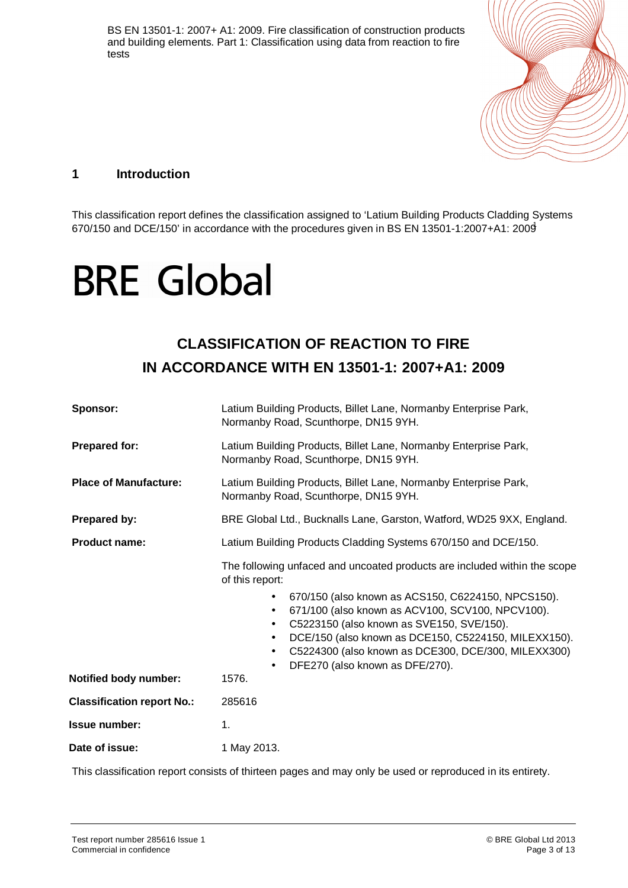BS EN 13501-1: 2007+ A1: 2009. Fire classification of construction products and building elements. Part 1: Classification using data from reaction to fire tests

## 1 Introduction

This classification report defines the classification assigned to 'Latium Building Products Cladding Systems 670/150 and DCE/150' in accordance with the procedures given in BS EN 13501-1:2007+A1: 2009[1]

BRE Global

# CLASSIFICATION OF REACTION TO FIRE IN ACCORDANCE WITH EN 13501-1: 2007+A1: 2009

**Sponsor:** Latium Building Products, Billet Lane, Normanby Enterprise Park, Normanby Road, Scunthorpe, DN15 9YH.

**Prepared for:** Latium Building Products, Billet Lane, Normanby Enterprise Park, Normanby Road, Scunthorpe, DN15 9YH.

**Place of Manufacture:** Latium Building Products, Billet Lane, Normanby Enterprise Park, Normanby Road, Scunthorpe, DN15 9YH.

**Prepared by:** BRE Global Ltd., Bucknalls Lane, Garston, Watford, WD25 9XX, England.

**Product name:** Latium Building Products Cladding Systems 670/150 and DCE/150.

The following unfaced and uncoated products are included within the scope of this report:

- 670/150 (also known as ACS150, C6224150, NPCS150).
- 671/100 (also known as ACV100, SCV100, NPCV100).
- C5223150 (also known as SVE150, SVE/150).
- DCE/150 (also known as DCE150, C5224150, MILEXX150).
- C5224300 (also known as DCE300, DCE/300, MILEXX300)
- DFE270 (also known as DFE/270).

**Notified body number:** 1576.

**Classification report No.:** 285616

**Issue number:** 1.

**Date of issue:** 1 May 2013.

This classification report consists of thirteen pages and may only be used or reproduced in its entirety.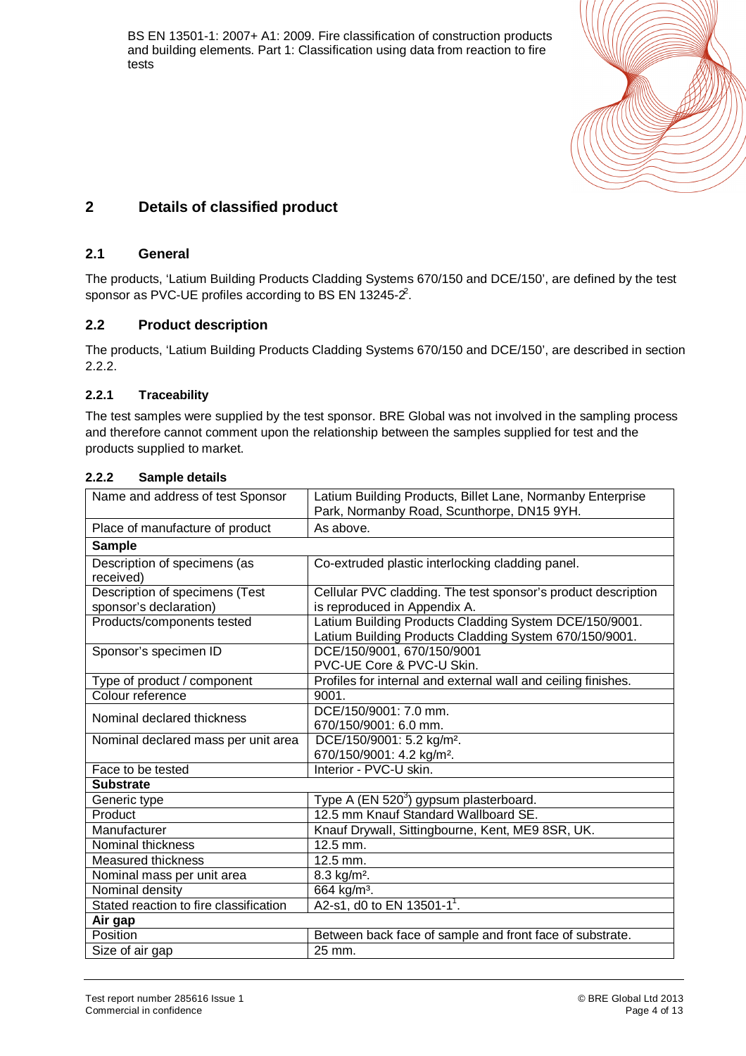## 2 Details of classified product

### 2.1 General

The products, 'Latium Building Products Cladding Systems 670/150 and DCE/150', are defined by the test sponsor as PVC-UE profiles according to BS EN 13245-2[2].

### 2.2 Product description

The products, 'Latium Building Products Cladding Systems 670/150 and DCE/150', are described in section 2.2.2.

#### 2.2.1 Traceability

The test samples were supplied by the test sponsor. BRE Global was not involved in the sampling process and therefore cannot comment upon the relationship between the samples supplied for test and the products supplied to market.

#### 2.2.2 Sample details

| Name and address of test Sponsor | Latium Building Products, Billet Lane, Normanby Enterprise Park, Normanby Road, Scunthorpe, DN15 9YH. |
|---|---|
| Place of manufacture of product | As above. |
| **Sample** | |
| Description of specimens (as received) | Co-extruded plastic interlocking cladding panel. |
| Description of specimens (Test sponsor's declaration) | Cellular PVC cladding. The test sponsor's product description is reproduced in Appendix A. |
| Products/components tested | Latium Building Products Cladding System DCE/150/9001.<br>Latium Building Products Cladding System 670/150/9001. |
| Sponsor's specimen ID | DCE/150/9001, 670/150/9001<br>PVC-UE Core & PVC-U Skin. |
| Type of product / component | Profiles for internal and external wall and ceiling finishes. |
| Colour reference | 9001. |
| Nominal declared thickness | DCE/150/9001: 7.0 mm.<br>670/150/9001: 6.0 mm. |
| Nominal declared mass per unit area | DCE/150/9001: 5.2 kg/m².<br>670/150/9001: 4.2 kg/m². |
| Face to be tested | Interior - PVC-U skin. |
| **Substrate** | |
| Generic type | Type A (EN 520[3]) gypsum plasterboard. |
| Product | 12.5 mm Knauf Standard Wallboard SE. |
| Manufacturer | Knauf Drywall, Sittingbourne, Kent, ME9 8SR, UK. |
| Nominal thickness | 12.5 mm. |
| Measured thickness | 12.5 mm. |
| Nominal mass per unit area | 8.3 kg/m². |
| Nominal density | 664 kg/m³. |
| Stated reaction to fire classification | A2-s1, d0 to EN 13501-1[1]. |
| **Air gap** | |
| Position | Between back face of sample and front face of substrate. |
| Size of air gap | 25 mm. |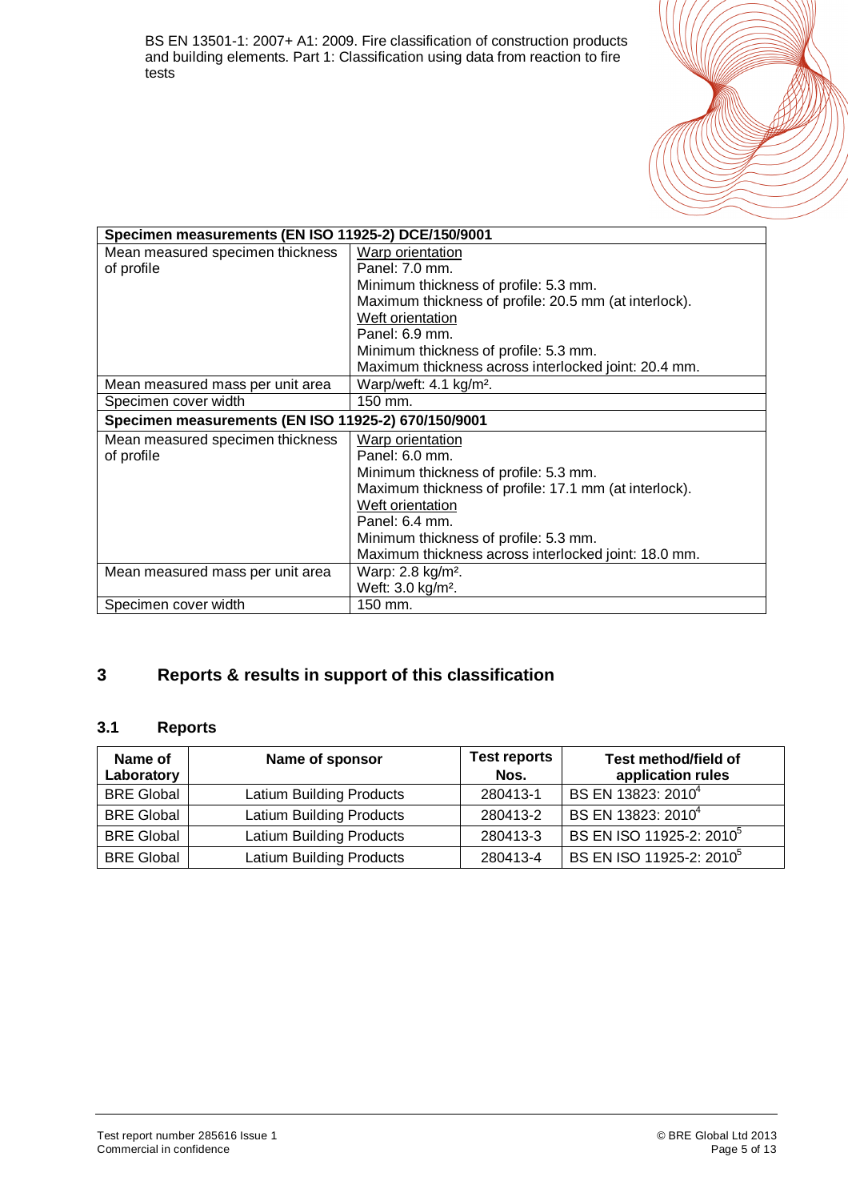| Specimen measurements (EN ISO 11925-2) DCE/150/9001 | |
|---|---|
| Mean measured specimen thickness of profile | Warp orientation<br>Panel: 7.0 mm.<br>Minimum thickness of profile: 5.3 mm.<br>Maximum thickness of profile: 20.5 mm (at interlock).<br>Weft orientation<br>Panel: 6.9 mm.<br>Minimum thickness of profile: 5.3 mm.<br>Maximum thickness across interlocked joint: 20.4 mm. |
| Mean measured mass per unit area | Warp/weft: 4.1 kg/m². |
| Specimen cover width | 150 mm. |
| **Specimen measurements (EN ISO 11925-2) 670/150/9001** | |
| Mean measured specimen thickness of profile | Warp orientation<br>Panel: 6.0 mm.<br>Minimum thickness of profile: 5.3 mm.<br>Maximum thickness of profile: 17.1 mm (at interlock).<br>Weft orientation<br>Panel: 6.4 mm.<br>Minimum thickness of profile: 5.3 mm.<br>Maximum thickness across interlocked joint: 18.0 mm. |
| Mean measured mass per unit area | Warp: 2.8 kg/m².<br>Weft: 3.0 kg/m². |
| Specimen cover width | 150 mm. |

## 3 Reports & results in support of this classification

### 3.1 Reports

| Name of Laboratory | Name of sponsor | Test reports Nos. | Test method/field of application rules |
|---|---|---|---|
| BRE Global | Latium Building Products | 280413-1 | BS EN 13823: 2010[4] |
| BRE Global | Latium Building Products | 280413-2 | BS EN 13823: 2010[4] |
| BRE Global | Latium Building Products | 280413-3 | BS EN ISO 11925-2: 2010[5] |
| BRE Global | Latium Building Products | 280413-4 | BS EN ISO 11925-2: 2010[5] |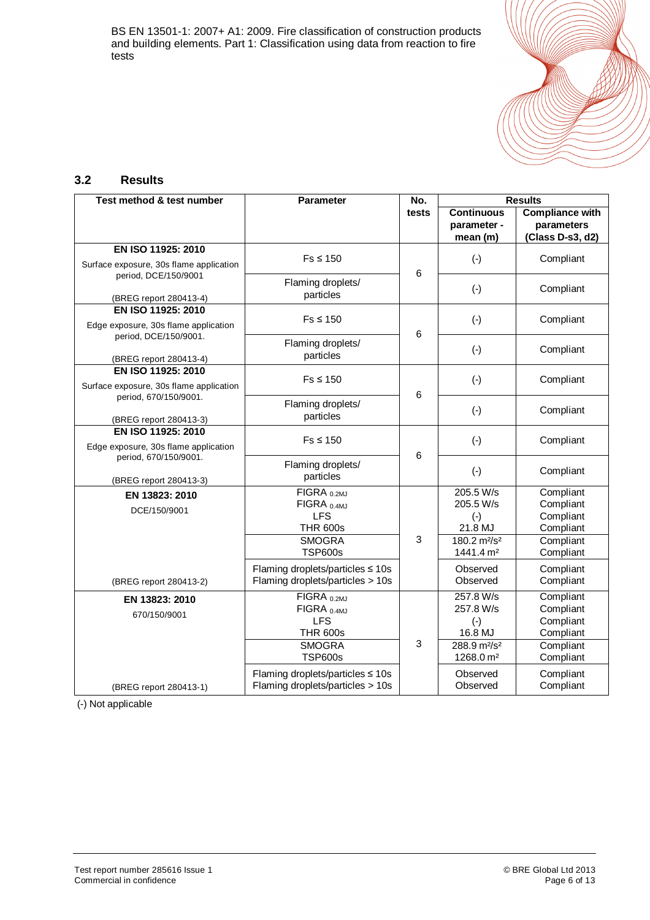## 3.2 Results

| Test method & test number | Parameter | No. tests | Results | |
|---|---|---|---|---|
| | | | Continuous parameter - mean (m) | Compliance with parameters (Class D-s3, d2) |
| **EN ISO 11925: 2010** Surface exposure, 30s flame application period, DCE/150/9001 (BREG report 280413-4) | Fs ≤ 150 | 6 | (-) | Compliant |
| | Flaming droplets/ particles | | (-) | Compliant |
| **EN ISO 11925: 2010** Edge exposure, 30s flame application period, DCE/150/9001. (BREG report 280413-4) | Fs ≤ 150 | 6 | (-) | Compliant |
| | Flaming droplets/ particles | | (-) | Compliant |
| **EN ISO 11925: 2010** Surface exposure, 30s flame application period, 670/150/9001. (BREG report 280413-3) | Fs ≤ 150 | 6 | (-) | Compliant |
| | Flaming droplets/ particles | | (-) | Compliant |
| **EN ISO 11925: 2010** Edge exposure, 30s flame application period, 670/150/9001. (BREG report 280413-3) | Fs ≤ 150 | 6 | (-) | Compliant |
| | Flaming droplets/ particles | | (-) | Compliant |
| **EN 13823: 2010** DCE/150/9001 (BREG report 280413-2) | $FIGRA_{0.2MJ}$ | 3 | 205.5 W/s | Compliant |
| | $FIGRA_{0.4MJ}$ | | 205.5 W/s | Compliant |
| | LFS | | (-) | Compliant |
| | THR 600s | | 21.8 MJ | Compliant |
| | SMOGRA | | 180.2 $m^2/s^2$ | Compliant |
| | TSP600s | | 1441.4 $m^2$ | Compliant |
| | Flaming droplets/particles ≤ 10s | | Observed | Compliant |
| | Flaming droplets/particles > 10s | | Observed | Compliant |
| **EN 13823: 2010** 670/150/9001 (BREG report 280413-1) | $FIGRA_{0.2MJ}$ | 3 | 257.8 W/s | Compliant |
| | $FIGRA_{0.4MJ}$ | | 257.8 W/s | Compliant |
| | LFS | | (-) | Compliant |
| | THR 600s | | 16.8 MJ | Compliant |
| | SMOGRA | | 288.9 $m^2/s^2$ | Compliant |
| | TSP600s | | 1268.0 $m^2$ | Compliant |
| | Flaming droplets/particles ≤ 10s | | Observed | Compliant |
| | Flaming droplets/particles > 10s | | Observed | Compliant |

(-) Not applicable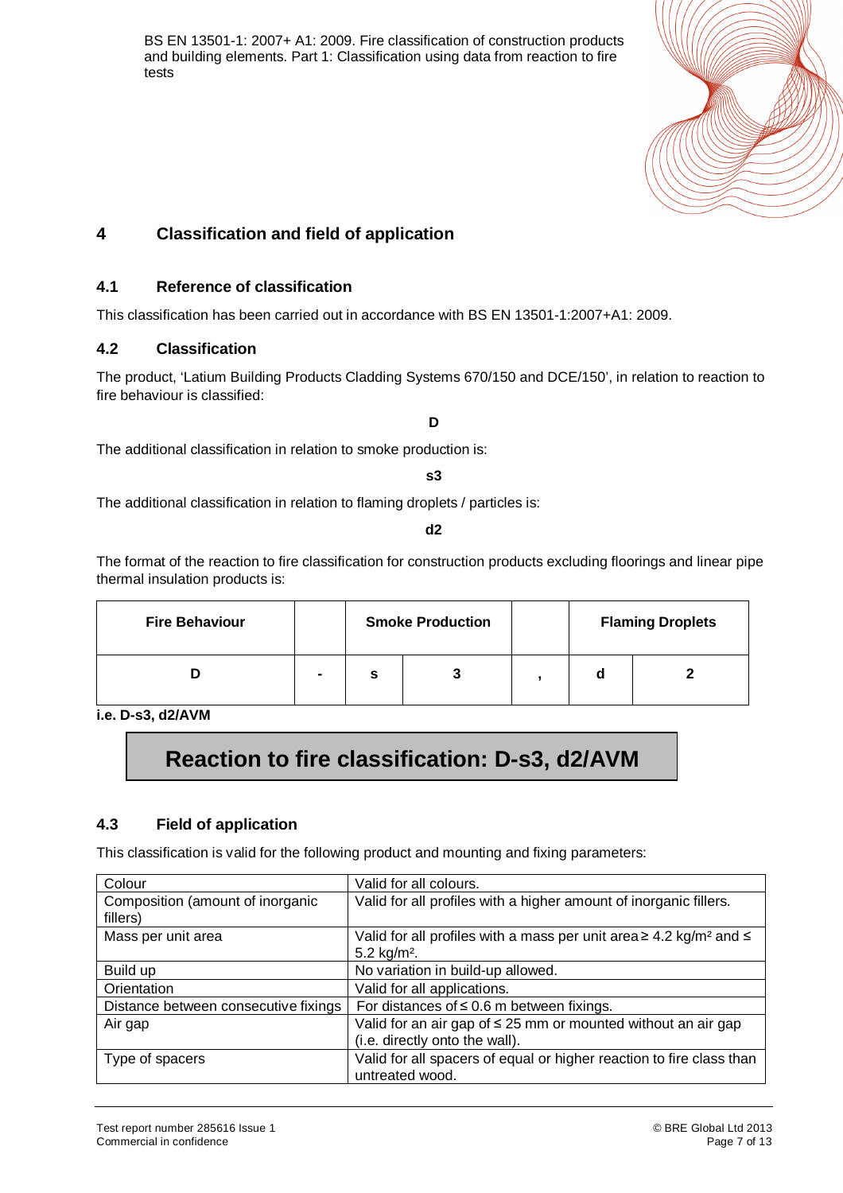## 4 Classification and field of application

### 4.1 Reference of classification

This classification has been carried out in accordance with BS EN 13501-1:2007+A1: 2009.

### 4.2 Classification

The product, 'Latium Building Products Cladding Systems 670/150 and DCE/150', in relation to reaction to fire behaviour is classified:

**D**

The additional classification in relation to smoke production is:

**s3**

The additional classification in relation to flaming droplets / particles is:

**d2**

The format of the reaction to fire classification for construction products excluding floorings and linear pipe thermal insulation products is:

| Fire Behaviour | | Smoke Production | | | Flaming Droplets | |
|---|---|---|---|---|---|---|
| **D** | **-** | **s** | **3** | **,** | **d** | **2** |

**i.e. D-s3, d2/AVM**

**Reaction to fire classification: D-s3, d2/AVM**

### 4.3 Field of application

This classification is valid for the following product and mounting and fixing parameters:

| | |
|---|---|
| Colour | Valid for all colours. |
| Composition (amount of inorganic fillers) | Valid for all profiles with a higher amount of inorganic fillers. |
| Mass per unit area | Valid for all profiles with a mass per unit area ≥ 4.2 kg/m² and ≤ 5.2 kg/m². |
| Build up | No variation in build-up allowed. |
| Orientation | Valid for all applications. |
| Distance between consecutive fixings | For distances of ≤ 0.6 m between fixings. |
| Air gap | Valid for an air gap of ≤ 25 mm or mounted without an air gap (i.e. directly onto the wall). |
| Type of spacers | Valid for all spacers of equal or higher reaction to fire class than untreated wood. |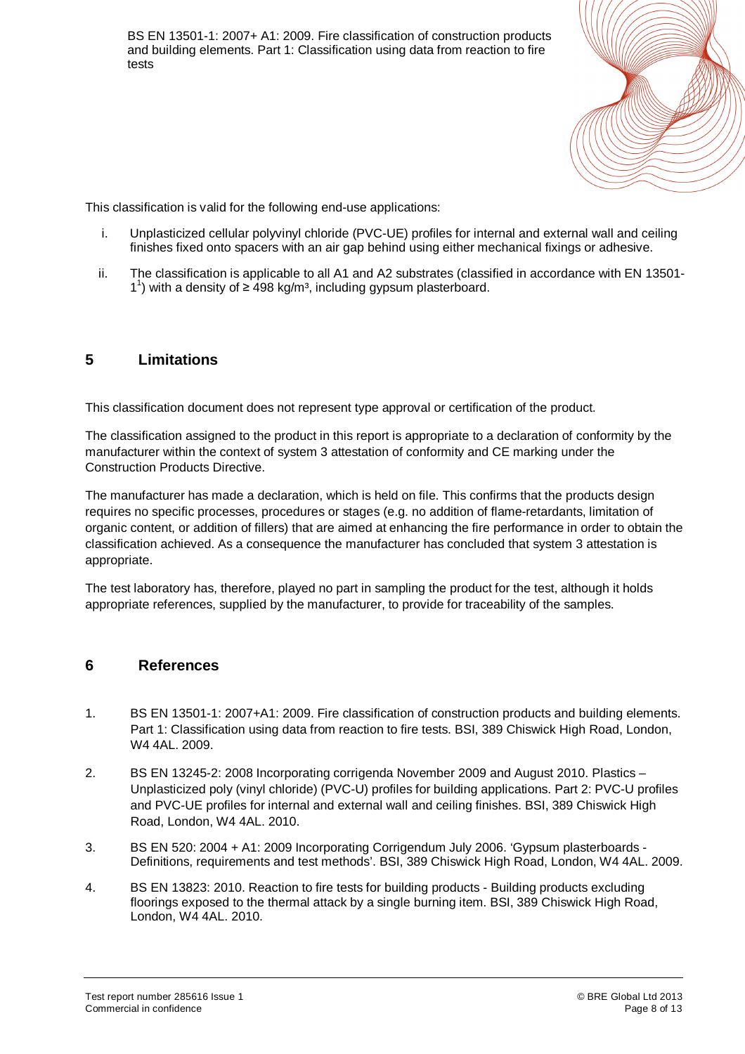This classification is valid for the following end-use applications:

i. Unplasticized cellular polyvinyl chloride (PVC-UE) profiles for internal and external wall and ceiling finishes fixed onto spacers with an air gap behind using either mechanical fixings or adhesive.

ii. The classification is applicable to all A1 and A2 substrates (classified in accordance with EN 13501-1[1]) with a density of ≥ 498 kg/m³, including gypsum plasterboard.

## 5 Limitations

This classification document does not represent type approval or certification of the product.

The classification assigned to the product in this report is appropriate to a declaration of conformity by the manufacturer within the context of system 3 attestation of conformity and CE marking under the Construction Products Directive.

The manufacturer has made a declaration, which is held on file. This confirms that the products design requires no specific processes, procedures or stages (e.g. no addition of flame-retardants, limitation of organic content, or addition of fillers) that are aimed at enhancing the fire performance in order to obtain the classification achieved. As a consequence the manufacturer has concluded that system 3 attestation is appropriate.

The test laboratory has, therefore, played no part in sampling the product for the test, although it holds appropriate references, supplied by the manufacturer, to provide for traceability of the samples.

## 6 References

1. BS EN 13501-1: 2007+A1: 2009. Fire classification of construction products and building elements. Part 1: Classification using data from reaction to fire tests. BSI, 389 Chiswick High Road, London, W4 4AL. 2009.

2. BS EN 13245-2: 2008 Incorporating corrigenda November 2009 and August 2010. Plastics – Unplasticized poly (vinyl chloride) (PVC-U) profiles for building applications. Part 2: PVC-U profiles and PVC-UE profiles for internal and external wall and ceiling finishes. BSI, 389 Chiswick High Road, London, W4 4AL. 2010.

3. BS EN 520: 2004 + A1: 2009 Incorporating Corrigendum July 2006. 'Gypsum plasterboards - Definitions, requirements and test methods'. BSI, 389 Chiswick High Road, London, W4 4AL. 2009.

4. BS EN 13823: 2010. Reaction to fire tests for building products - Building products excluding floorings exposed to the thermal attack by a single burning item. BSI, 389 Chiswick High Road, London, W4 4AL. 2010.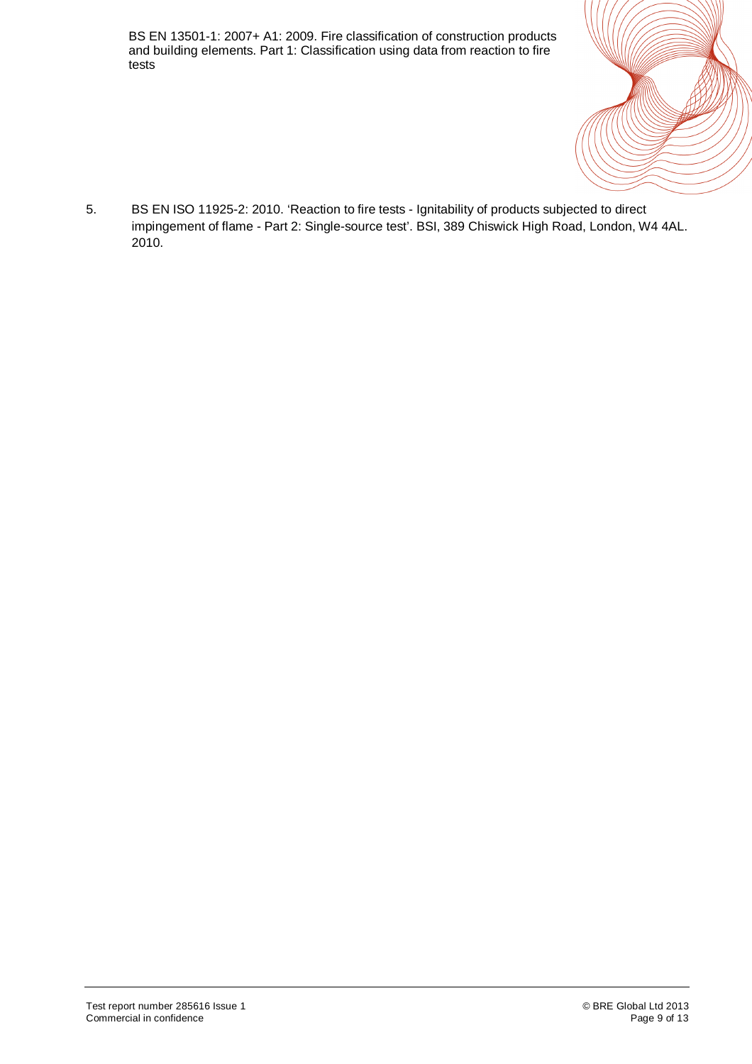BS EN 13501-1: 2007+ A1: 2009. Fire classification of construction products and building elements. Part 1: Classification using data from reaction to fire tests

5. BS EN ISO 11925-2: 2010. 'Reaction to fire tests - Ignitability of products subjected to direct impingement of flame - Part 2: Single-source test'. BSI, 389 Chiswick High Road, London, W4 4AL. 2010.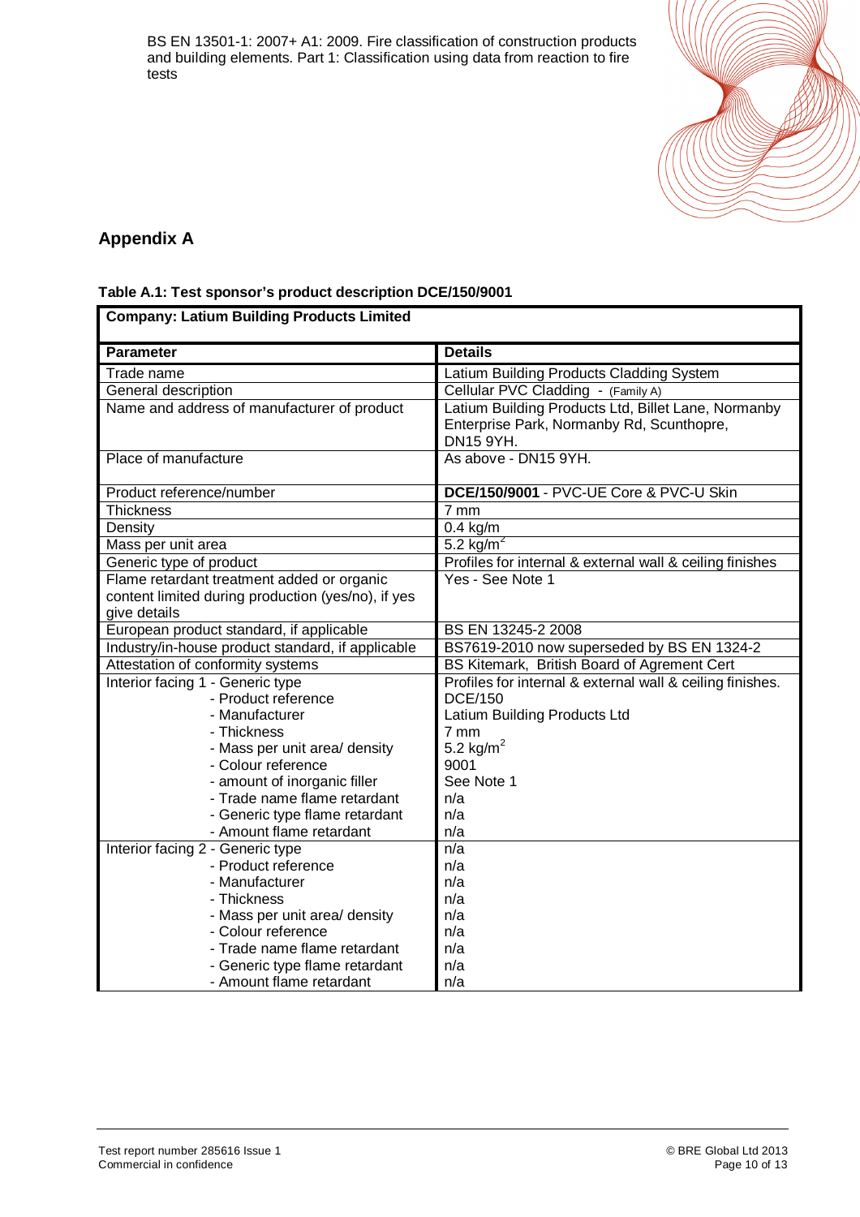## Appendix A

**Table A.1: Test sponsor's product description DCE/150/9001**

| **Company: Latium Building Products Limited** | |
|---|---|
| **Parameter** | **Details** |
| Trade name | Latium Building Products Cladding System |
| General description | Cellular PVC Cladding - (Family A) |
| Name and address of manufacturer of product | Latium Building Products Ltd, Billet Lane, Normanby Enterprise Park, Normanby Rd, Scunthopre, DN15 9YH. |
| Place of manufacture | As above - DN15 9YH. |
| Product reference/number | **DCE/150/9001** - PVC-UE Core & PVC-U Skin |
| Thickness | 7 mm |
| Density | 0.4 kg/m |
| Mass per unit area | 5.2 kg/m$^2$ |
| Generic type of product | Profiles for internal & external wall & ceiling finishes |
| Flame retardant treatment added or organic content limited during production (yes/no), if yes give details | Yes - See Note 1 |
| European product standard, if applicable | BS EN 13245-2 2008 |
| Industry/in-house product standard, if applicable | BS7619-2010 now superseded by BS EN 1324-2 |
| Attestation of conformity systems | BS Kitemark, British Board of Agrement Cert |
| Interior facing 1 - Generic type | Profiles for internal & external wall & ceiling finishes. |
| - Product reference | DCE/150 |
| - Manufacturer | Latium Building Products Ltd |
| - Thickness | 7 mm |
| - Mass per unit area/ density | 5.2 kg/m$^2$ |
| - Colour reference | 9001 |
| - amount of inorganic filler | See Note 1 |
| - Trade name flame retardant | n/a |
| - Generic type flame retardant | n/a |
| - Amount flame retardant | n/a |
| Interior facing 2 - Generic type | n/a |
| - Product reference | n/a |
| - Manufacturer | n/a |
| - Thickness | n/a |
| - Mass per unit area/ density | n/a |
| - Colour reference | n/a |
| - Trade name flame retardant | n/a |
| - Generic type flame retardant | n/a |
| - Amount flame retardant | n/a |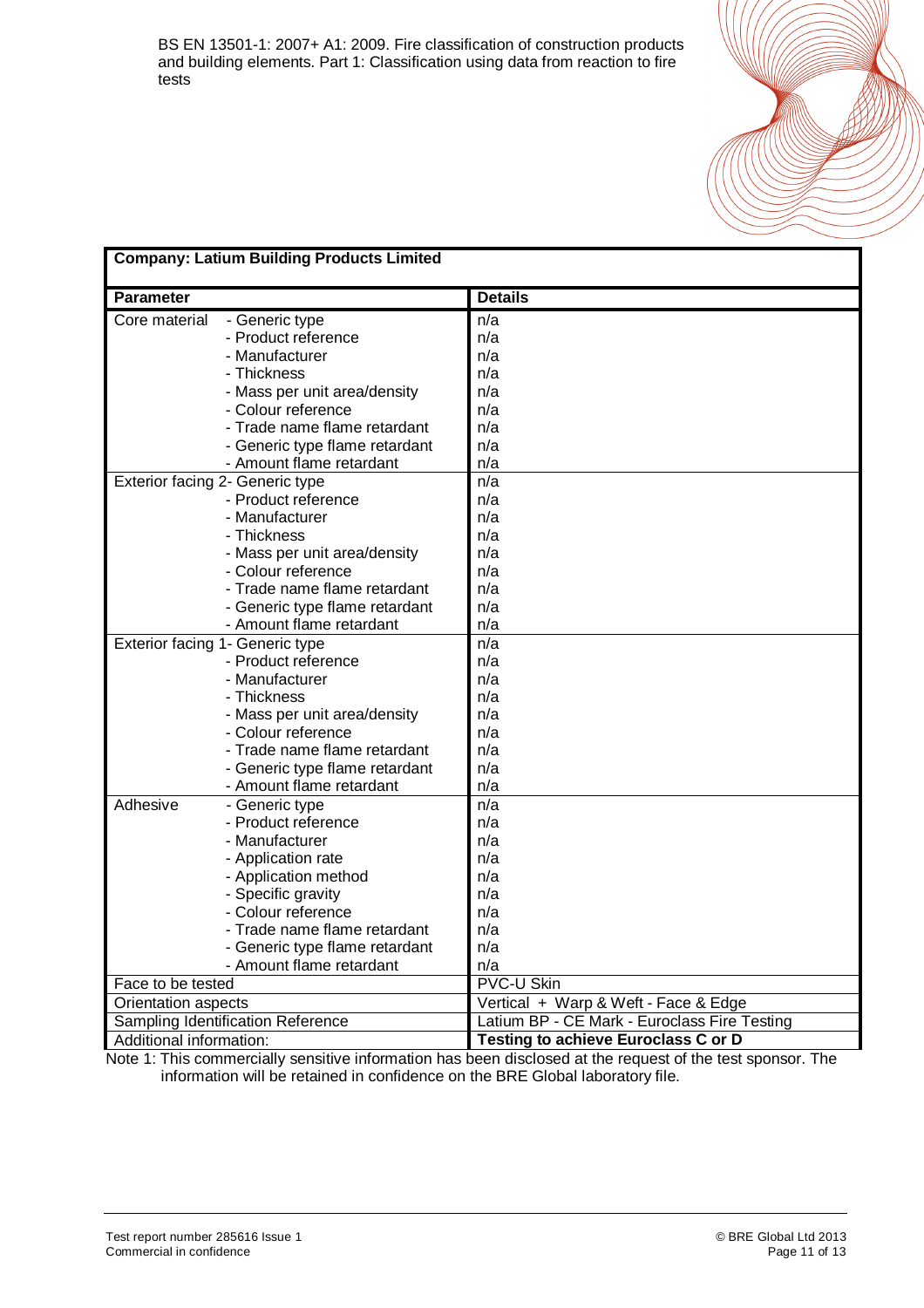| Company: Latium Building Products Limited | |
|---|---|
| **Parameter** | **Details** |
| Core material - Generic type | n/a |
| - Product reference | n/a |
| - Manufacturer | n/a |
| - Thickness | n/a |
| - Mass per unit area/density | n/a |
| - Colour reference | n/a |
| - Trade name flame retardant | n/a |
| - Generic type flame retardant | n/a |
| - Amount flame retardant | n/a |
| Exterior facing 2- Generic type | n/a |
| - Product reference | n/a |
| - Manufacturer | n/a |
| - Thickness | n/a |
| - Mass per unit area/density | n/a |
| - Colour reference | n/a |
| - Trade name flame retardant | n/a |
| - Generic type flame retardant | n/a |
| - Amount flame retardant | n/a |
| Exterior facing 1- Generic type | n/a |
| - Product reference | n/a |
| - Manufacturer | n/a |
| - Thickness | n/a |
| - Mass per unit area/density | n/a |
| - Colour reference | n/a |
| - Trade name flame retardant | n/a |
| - Generic type flame retardant | n/a |
| - Amount flame retardant | n/a |
| Adhesive - Generic type | n/a |
| - Product reference | n/a |
| - Manufacturer | n/a |
| - Application rate | n/a |
| - Application method | n/a |
| - Specific gravity | n/a |
| - Colour reference | n/a |
| - Trade name flame retardant | n/a |
| - Generic type flame retardant | n/a |
| - Amount flame retardant | n/a |
| Face to be tested | PVC-U Skin |
| Orientation aspects | Vertical + Warp & Weft - Face & Edge |
| Sampling Identification Reference | Latium BP - CE Mark - Euroclass Fire Testing |
| Additional information: | **Testing to achieve Euroclass C or D** |

Note 1: This commercially sensitive information has been disclosed at the request of the test sponsor. The information will be retained in confidence on the BRE Global laboratory file.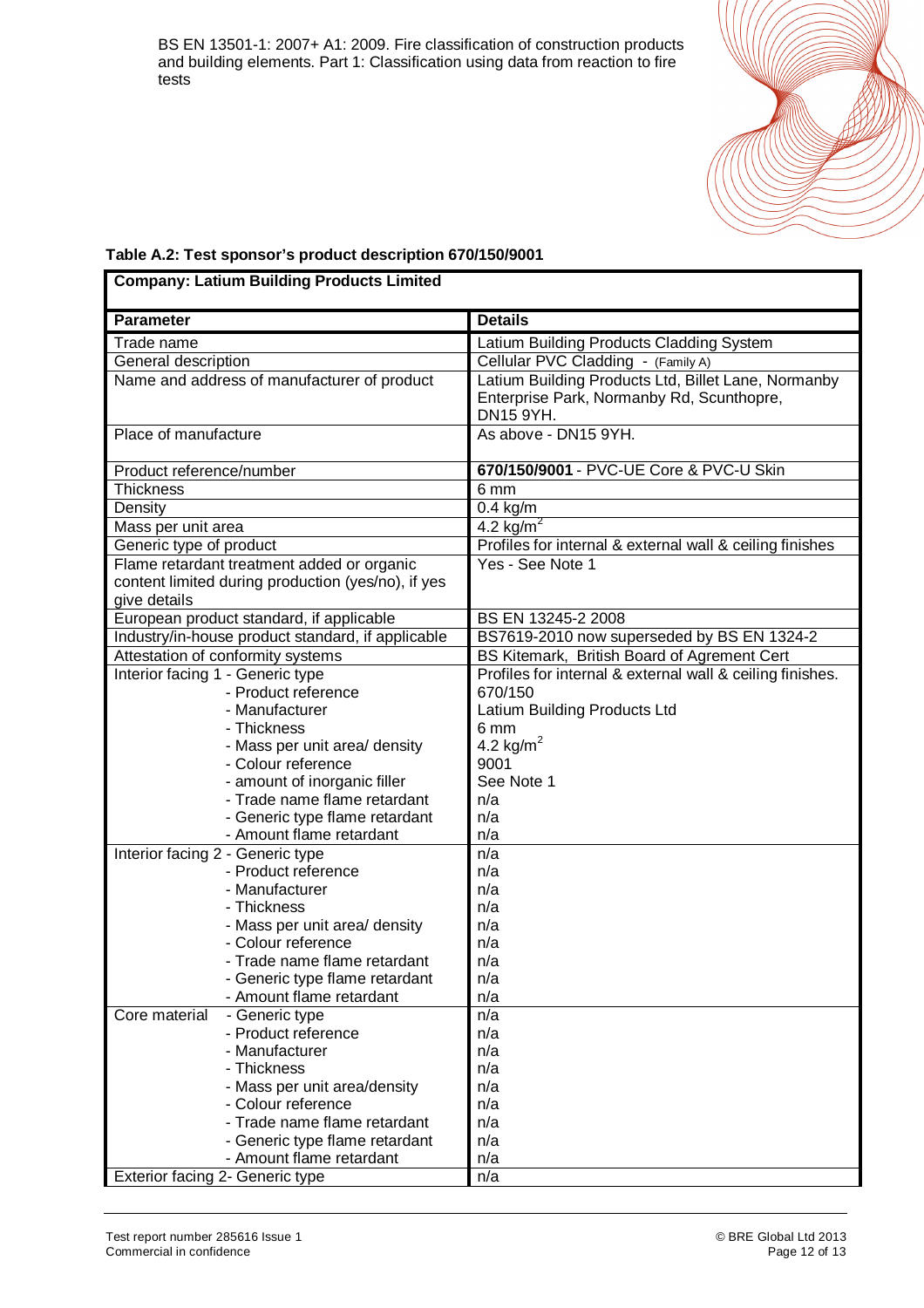BS EN 13501-1: 2007+ A1: 2009. Fire classification of construction products and building elements. Part 1: Classification using data from reaction to fire tests

**Table A.2: Test sponsor's product description 670/150/9001**

| **Company: Latium Building Products Limited** | |
|---|---|
| **Parameter** | **Details** |
| Trade name | Latium Building Products Cladding System |
| General description | Cellular PVC Cladding - (Family A) |
| Name and address of manufacturer of product | Latium Building Products Ltd, Billet Lane, Normanby Enterprise Park, Normanby Rd, Scunthopre, DN15 9YH. |
| Place of manufacture | As above - DN15 9YH. |
| Product reference/number | **670/150/9001** - PVC-UE Core & PVC-U Skin |
| Thickness | 6 mm |
| Density | 0.4 kg/m |
| Mass per unit area | 4.2 kg/m$^2$ |
| Generic type of product | Profiles for internal & external wall & ceiling finishes |
| Flame retardant treatment added or organic content limited during production (yes/no), if yes give details | Yes - See Note 1 |
| European product standard, if applicable | BS EN 13245-2 2008 |
| Industry/in-house product standard, if applicable | BS7619-2010 now superseded by BS EN 1324-2 |
| Attestation of conformity systems | BS Kitemark, British Board of Agrement Cert |
| Interior facing 1 - Generic type<br>- Product reference<br>- Manufacturer<br>- Thickness<br>- Mass per unit area/ density<br>- Colour reference<br>- amount of inorganic filler<br>- Trade name flame retardant<br>- Generic type flame retardant<br>- Amount flame retardant | Profiles for internal & external wall & ceiling finishes.<br>670/150<br>Latium Building Products Ltd<br>6 mm<br>4.2 kg/m$^2$<br>9001<br>See Note 1<br>n/a<br>n/a<br>n/a |
| Interior facing 2 - Generic type<br>- Product reference<br>- Manufacturer<br>- Thickness<br>- Mass per unit area/ density<br>- Colour reference<br>- Trade name flame retardant<br>- Generic type flame retardant<br>- Amount flame retardant | n/a<br>n/a<br>n/a<br>n/a<br>n/a<br>n/a<br>n/a<br>n/a<br>n/a |
| Core material - Generic type<br>- Product reference<br>- Manufacturer<br>- Thickness<br>- Mass per unit area/density<br>- Colour reference<br>- Trade name flame retardant<br>- Generic type flame retardant<br>- Amount flame retardant | n/a<br>n/a<br>n/a<br>n/a<br>n/a<br>n/a<br>n/a<br>n/a<br>n/a |
| Exterior facing 2- Generic type | n/a |

Test report number 285616 Issue 1
Commercial in confidence
© BRE Global Ltd 2013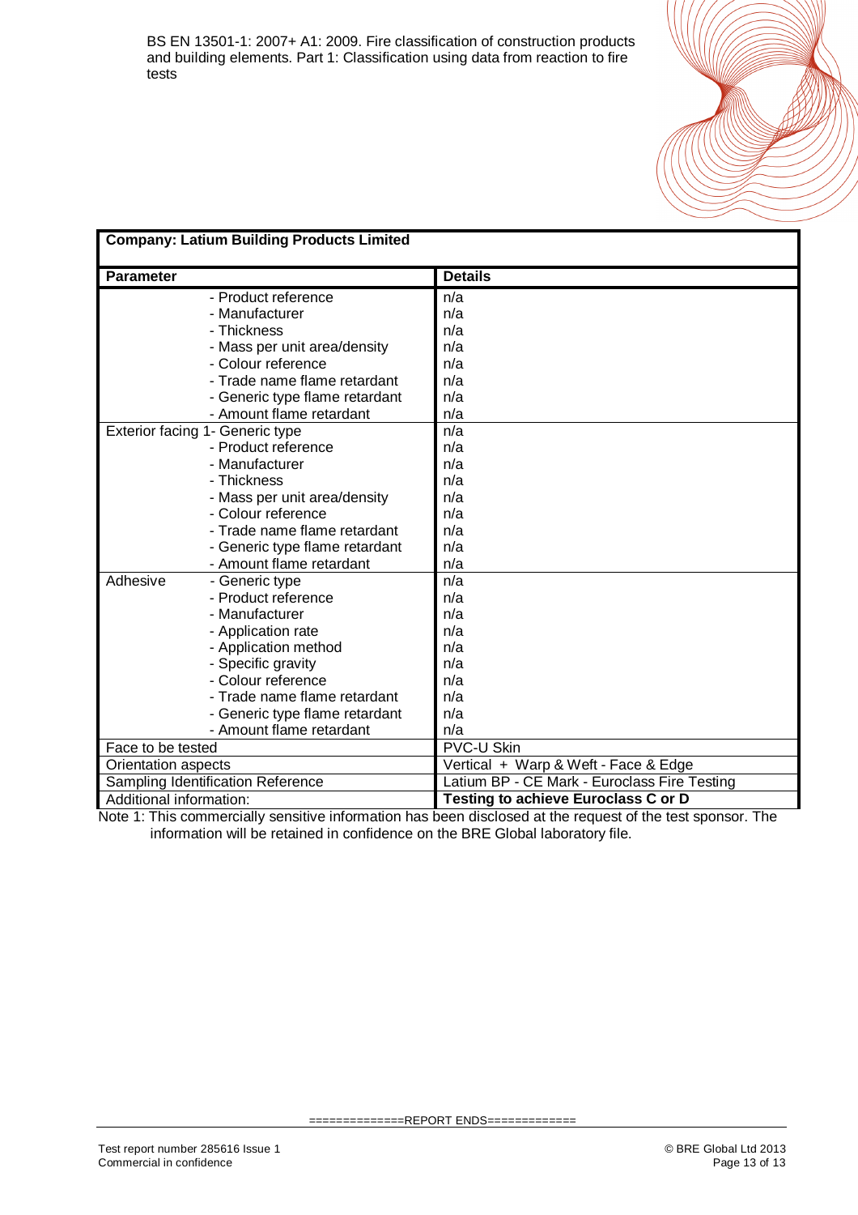| Company: Latium Building Products Limited | |
|---|---|
| **Parameter** | **Details** |
| - Product reference | n/a |
| - Manufacturer | n/a |
| - Thickness | n/a |
| - Mass per unit area/density | n/a |
| - Colour reference | n/a |
| - Trade name flame retardant | n/a |
| - Generic type flame retardant | n/a |
| - Amount flame retardant | n/a |
| Exterior facing 1 - Generic type | n/a |
| - Product reference | n/a |
| - Manufacturer | n/a |
| - Thickness | n/a |
| - Mass per unit area/density | n/a |
| - Colour reference | n/a |
| - Trade name flame retardant | n/a |
| - Generic type flame retardant | n/a |
| - Amount flame retardant | n/a |
| Adhesive - Generic type | n/a |
| - Product reference | n/a |
| - Manufacturer | n/a |
| - Application rate | n/a |
| - Application method | n/a |
| - Specific gravity | n/a |
| - Colour reference | n/a |
| - Trade name flame retardant | n/a |
| - Generic type flame retardant | n/a |
| - Amount flame retardant | n/a |
| Face to be tested | PVC-U Skin |
| Orientation aspects | Vertical + Warp & Weft - Face & Edge |
| Sampling Identification Reference | Latium BP - CE Mark - Euroclass Fire Testing |
| Additional information: | **Testing to achieve Euroclass C or D** |

Note 1: This commercially sensitive information has been disclosed at the request of the test sponsor. The information will be retained in confidence on the BRE Global laboratory file.

==============REPORT ENDS=============